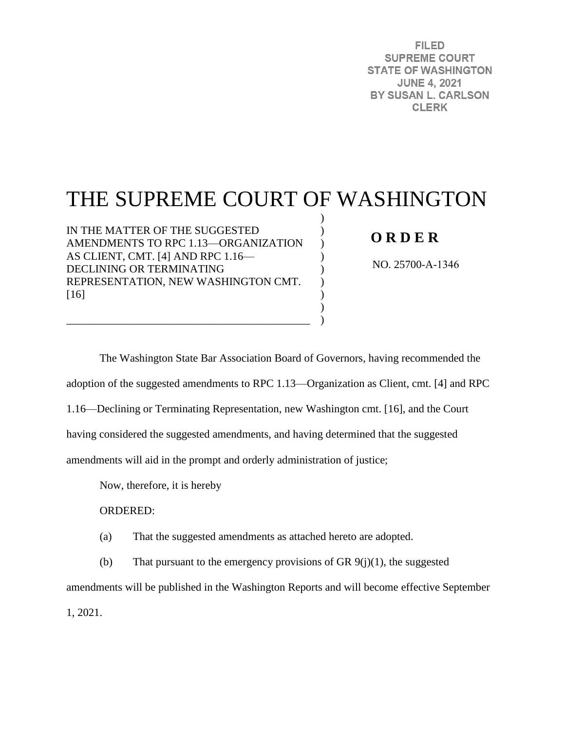FILED
SUPREME COURT
STATE OF WASHINGTON
JUNE 4, 2021
BY SUSAN L. CARLSON
CLERK

# THE SUPREME COURT OF WASHINGTON

IN THE MATTER OF THE SUGGESTED AMENDMENTS TO RPC 1.13—ORGANIZATION AS CLIENT, CMT. [4] AND RPC 1.16—DECLINING OR TERMINATING REPRESENTATION, NEW WASHINGTON CMT. [16]

**O R D E R**

NO. 25700-A-1346

The Washington State Bar Association Board of Governors, having recommended the adoption of the suggested amendments to RPC 1.13—Organization as Client, cmt. [4] and RPC 1.16—Declining or Terminating Representation, new Washington cmt. [16], and the Court having considered the suggested amendments, and having determined that the suggested amendments will aid in the prompt and orderly administration of justice;

Now, therefore, it is hereby

ORDERED:

(a) That the suggested amendments as attached hereto are adopted.

(b) That pursuant to the emergency provisions of GR 9(j)(1), the suggested amendments will be published in the Washington Reports and will become effective September 1, 2021.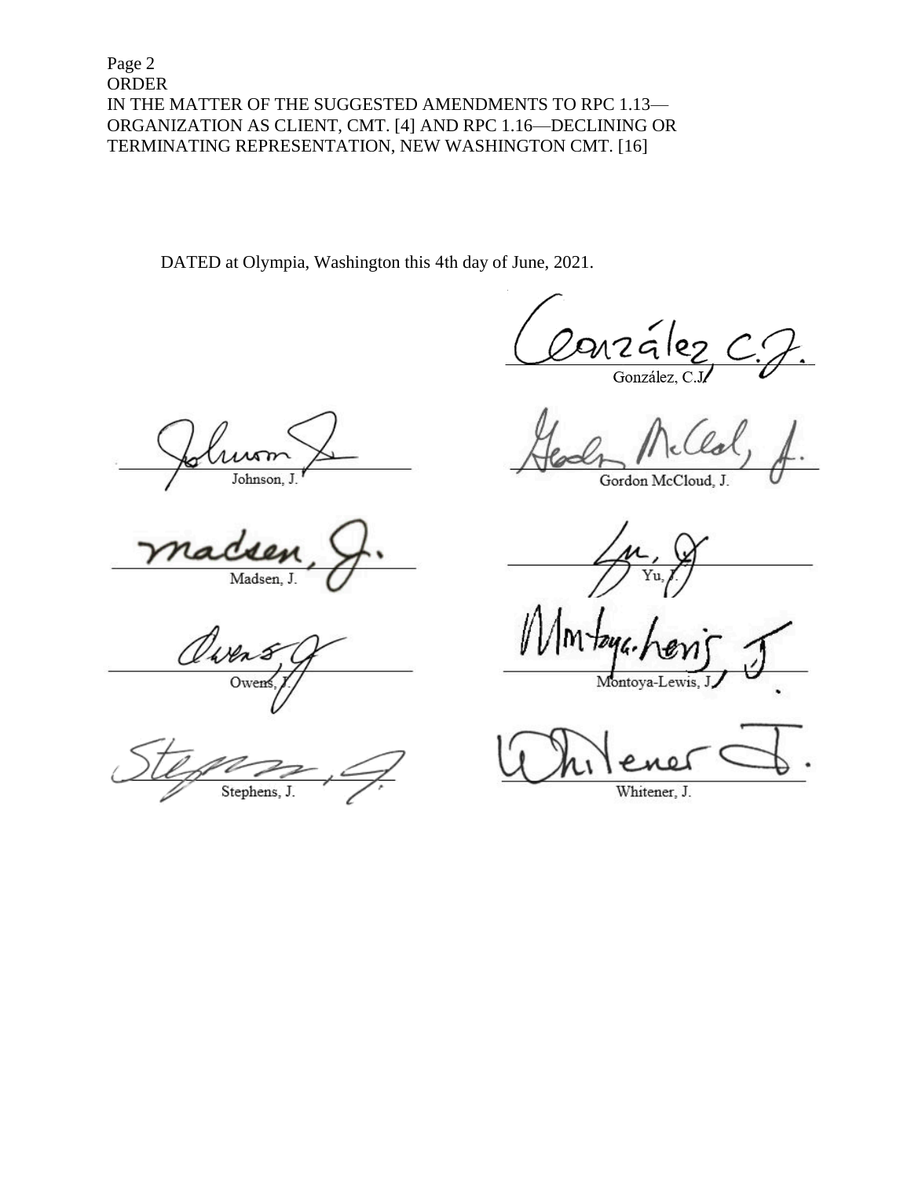DATED at Olympia, Washington this 4th day of June, 2021.

González, C.J.

Johnson, J.

Gordon McCloud, J.

Madsen, J.

Yu, J.

Owens, J.

Montoya-Lewis, J.

Stephens, J.

Whitener, J.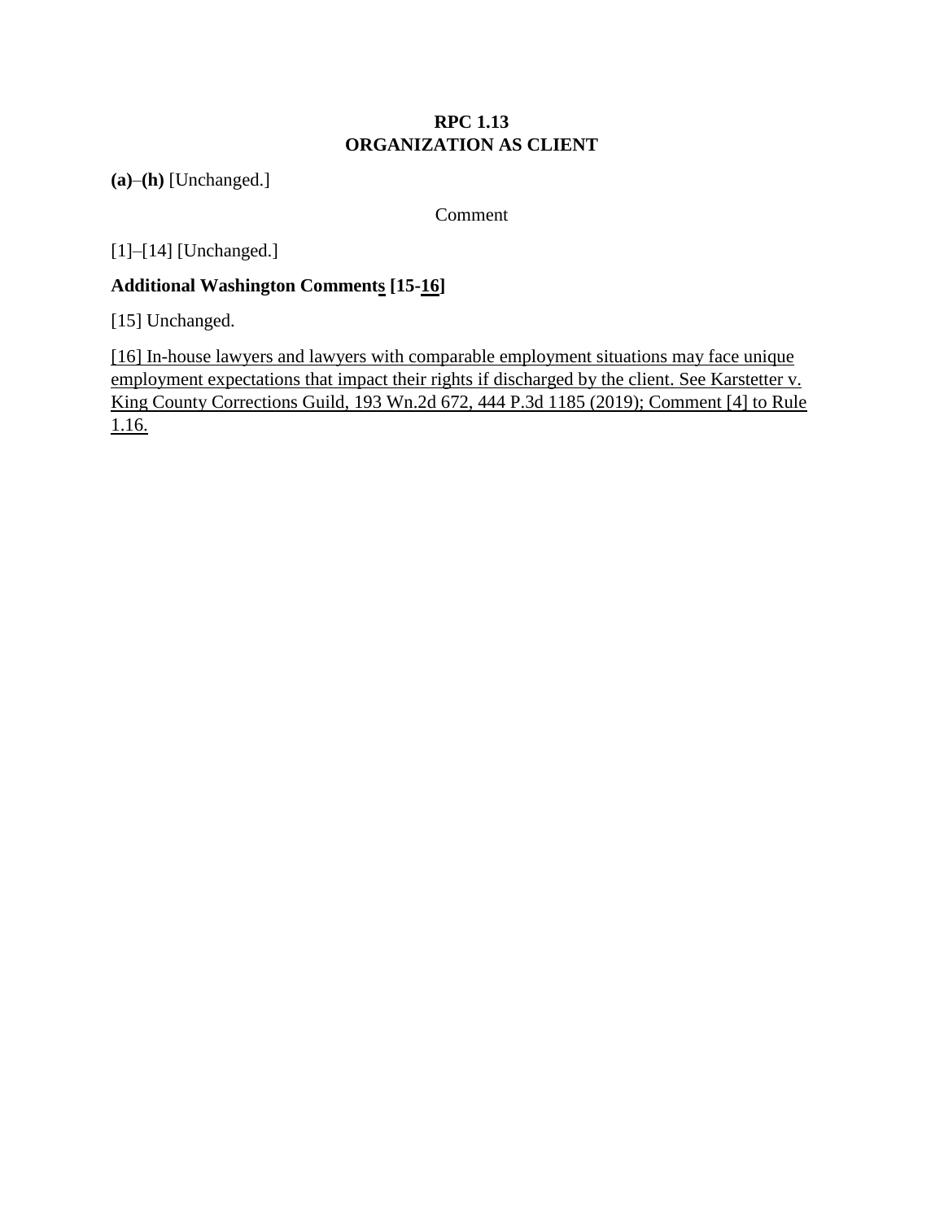**RPC 1.13**
**ORGANIZATION AS CLIENT**

**(a)**–**(h)** [Unchanged.]

Comment

[1]–[14] [Unchanged.]

**Additional Washington Comments [15-16]**

[15] Unchanged.

[16] In-house lawyers and lawyers with comparable employment situations may face unique employment expectations that impact their rights if discharged by the client. See Karstetter v. King County Corrections Guild, 193 Wn.2d 672, 444 P.3d 1185 (2019); Comment [4] to Rule 1.16.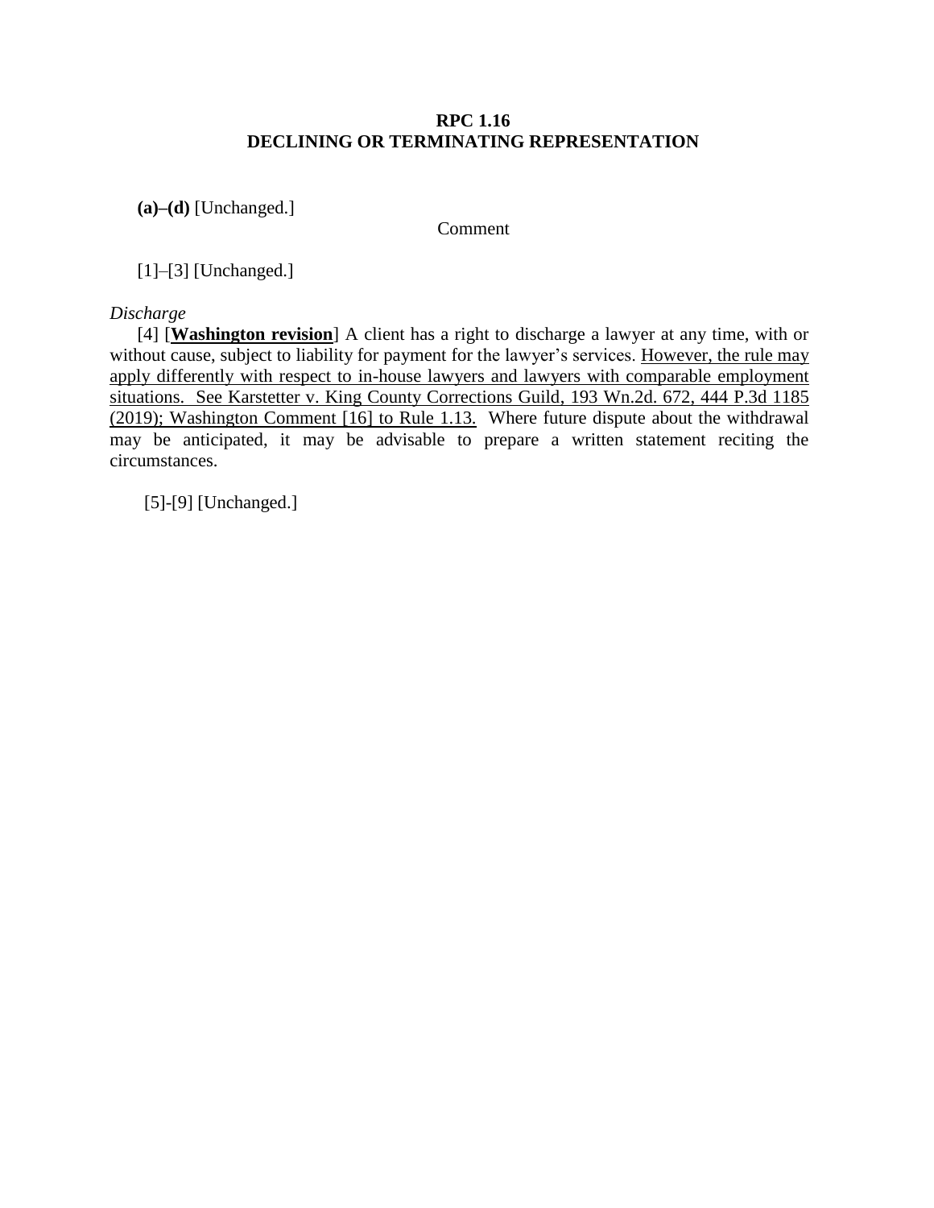**RPC 1.16**
**DECLINING OR TERMINATING REPRESENTATION**

**(a)–(d)** [Unchanged.]

Comment

[1]–[3] [Unchanged.]

*Discharge*

[4] [**<u>Washington revision</u>**] A client has a right to discharge a lawyer at any time, with or without cause, subject to liability for payment for the lawyer's services. <u>However, the rule may apply differently with respect to in-house lawyers and lawyers with comparable employment situations. See Karstetter v. King County Corrections Guild, 193 Wn.2d. 672, 444 P.3d 1185 (2019); Washington Comment [16] to Rule 1.13.</u> Where future dispute about the withdrawal may be anticipated, it may be advisable to prepare a written statement reciting the circumstances.

[5]-[9] [Unchanged.]